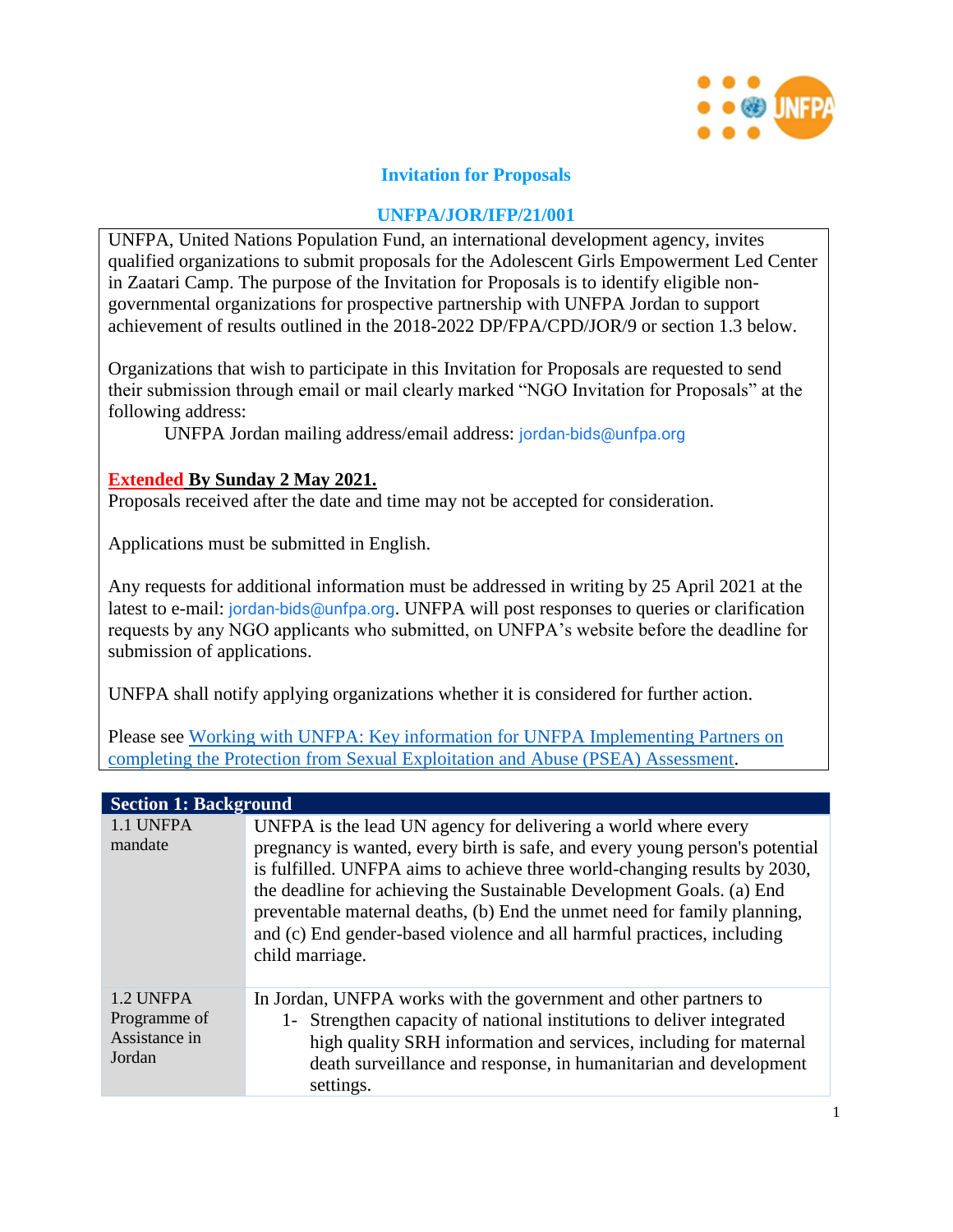# Invitation for Proposals

## UNFPA/JOR/IFP/21/001

UNFPA, United Nations Population Fund, an international development agency, invites qualified organizations to submit proposals for the Adolescent Girls Empowerment Led Center in Zaatari Camp. The purpose of the Invitation for Proposals is to identify eligible non-governmental organizations for prospective partnership with UNFPA Jordan to support achievement of results outlined in the 2018-2022 DP/FPA/CPD/JOR/9 or section 1.3 below.

Organizations that wish to participate in this Invitation for Proposals are requested to send their submission through email or mail clearly marked "NGO Invitation for Proposals" at the following address:

UNFPA Jordan mailing address/email address: jordan-bids@unfpa.org

**Extended By Sunday 2 May 2021.**

Proposals received after the date and time may not be accepted for consideration.

Applications must be submitted in English.

Any requests for additional information must be addressed in writing by 25 April 2021 at the latest to e-mail: jordan-bids@unfpa.org. UNFPA will post responses to queries or clarification requests by any NGO applicants who submitted, on UNFPA's website before the deadline for submission of applications.

UNFPA shall notify applying organizations whether it is considered for further action.

Please see [Working with UNFPA: Key information for UNFPA Implementing Partners on completing the Protection from Sexual Exploitation and Abuse (PSEA) Assessment]().

| Section 1: Background | |
|---|---|
| 1.1 UNFPA mandate | UNFPA is the lead UN agency for delivering a world where every pregnancy is wanted, every birth is safe, and every young person's potential is fulfilled. UNFPA aims to achieve three world-changing results by 2030, the deadline for achieving the Sustainable Development Goals. (a) End preventable maternal deaths, (b) End the unmet need for family planning, and (c) End gender-based violence and all harmful practices, including child marriage. |
| 1.2 UNFPA Programme of Assistance in Jordan | In Jordan, UNFPA works with the government and other partners to<br>1- Strengthen capacity of national institutions to deliver integrated high quality SRH information and services, including for maternal death surveillance and response, in humanitarian and development settings. |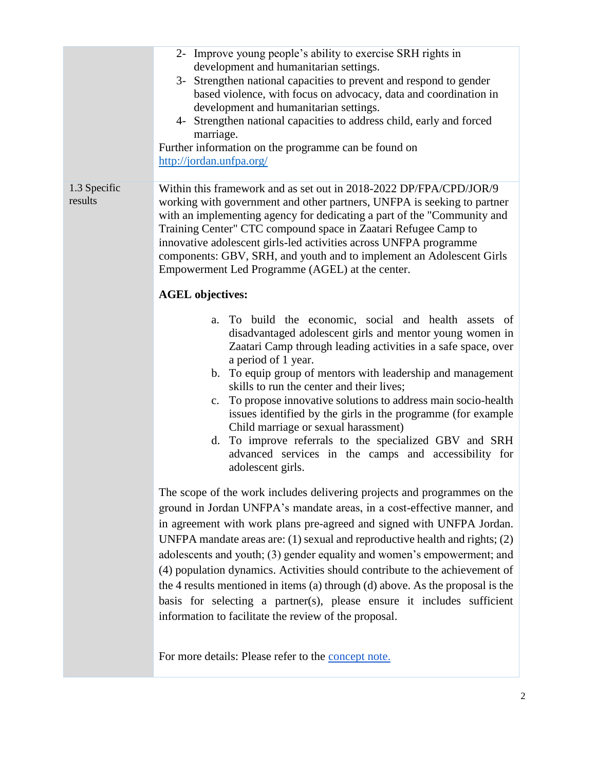| | |
|---|---|
| | 2- Improve young people's ability to exercise SRH rights in development and humanitarian settings.<br>3- Strengthen national capacities to prevent and respond to gender based violence, with focus on advocacy, data and coordination in development and humanitarian settings.<br>4- Strengthen national capacities to address child, early and forced marriage.<br>Further information on the programme can be found on [http://jordan.unfpa.org/](http://jordan.unfpa.org/) |
| 1.3 Specific results | Within this framework and as set out in 2018-2022 DP/FPA/CPD/JOR/9 working with government and other partners, UNFPA is seeking to partner with an implementing agency for dedicating a part of the "Community and Training Center" CTC compound space in Zaatari Refugee Camp to innovative adolescent girls-led activities across UNFPA programme components: GBV, SRH, and youth and to implement an Adolescent Girls Empowerment Led Programme (AGEL) at the center.<br><br>**AGEL objectives:**<br><br>a. To build the economic, social and health assets of disadvantaged adolescent girls and mentor young women in Zaatari Camp through leading activities in a safe space, over a period of 1 year.<br>b. To equip group of mentors with leadership and management skills to run the center and their lives;<br>c. To propose innovative solutions to address main socio-health issues identified by the girls in the programme (for example Child marriage or sexual harassment)<br>d. To improve referrals to the specialized GBV and SRH advanced services in the camps and accessibility for adolescent girls.<br><br>The scope of the work includes delivering projects and programmes on the ground in Jordan UNFPA's mandate areas, in a cost-effective manner, and in agreement with work plans pre-agreed and signed with UNFPA Jordan. UNFPA mandate areas are: (1) sexual and reproductive health and rights; (2) adolescents and youth; (3) gender equality and women's empowerment; and (4) population dynamics. Activities should contribute to the achievement of the 4 results mentioned in items (a) through (d) above. As the proposal is the basis for selecting a partner(s), please ensure it includes sufficient information to facilitate the review of the proposal.<br><br>For more details: Please refer to the concept note. |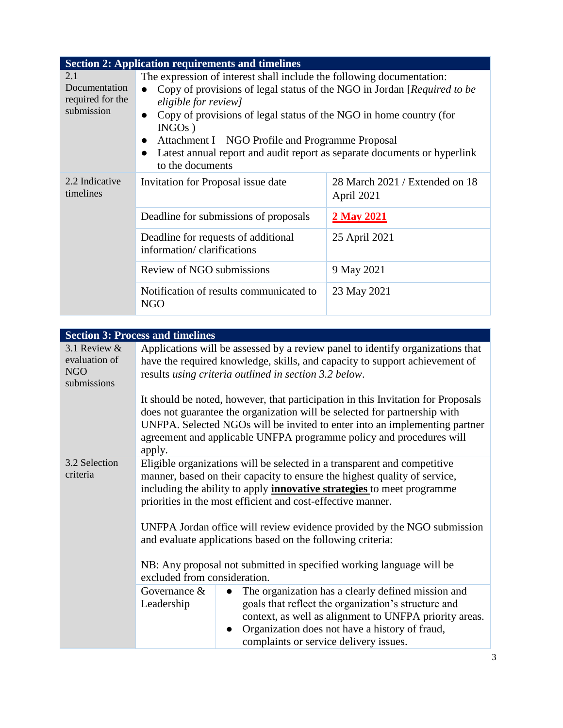| Section 2: Application requirements and timelines | | |
|---|---|---|
| 2.1 Documentation required for the submission | The expression of interest shall include the following documentation:<br>● Copy of provisions of legal status of the NGO in Jordan [*Required to be eligible for review]*<br>● Copy of provisions of legal status of the NGO in home country (for INGOs )<br>● Attachment I – NGO Profile and Programme Proposal<br>● Latest annual report and audit report as separate documents or hyperlink to the documents | |
| 2.2 Indicative timelines | Invitation for Proposal issue date | 28 March 2021 / Extended on 18 April 2021 |
| | Deadline for submissions of proposals | **2 May 2021** |
| | Deadline for requests of additional information/ clarifications | 25 April 2021 |
| | Review of NGO submissions | 9 May 2021 |
| | Notification of results communicated to NGO | 23 May 2021 |

| Section 3: Process and timelines | | |
|---|---|---|
| 3.1 Review & evaluation of NGO submissions | Applications will be assessed by a review panel to identify organizations that have the required knowledge, skills, and capacity to support achievement of results *using criteria outlined in section 3.2 below*.<br><br>It should be noted, however, that participation in this Invitation for Proposals does not guarantee the organization will be selected for partnership with UNFPA. Selected NGOs will be invited to enter into an implementing partner agreement and applicable UNFPA programme policy and procedures will apply. | |
| 3.2 Selection criteria | Eligible organizations will be selected in a transparent and competitive manner, based on their capacity to ensure the highest quality of service, including the ability to apply **innovative strategies** to meet programme priorities in the most efficient and cost-effective manner.<br><br>UNFPA Jordan office will review evidence provided by the NGO submission and evaluate applications based on the following criteria:<br><br>NB: Any proposal not submitted in specified working language will be excluded from consideration. | |
| | Governance & Leadership | ● The organization has a clearly defined mission and goals that reflect the organization's structure and context, as well as alignment to UNFPA priority areas.<br>● Organization does not have a history of fraud, complaints or service delivery issues. |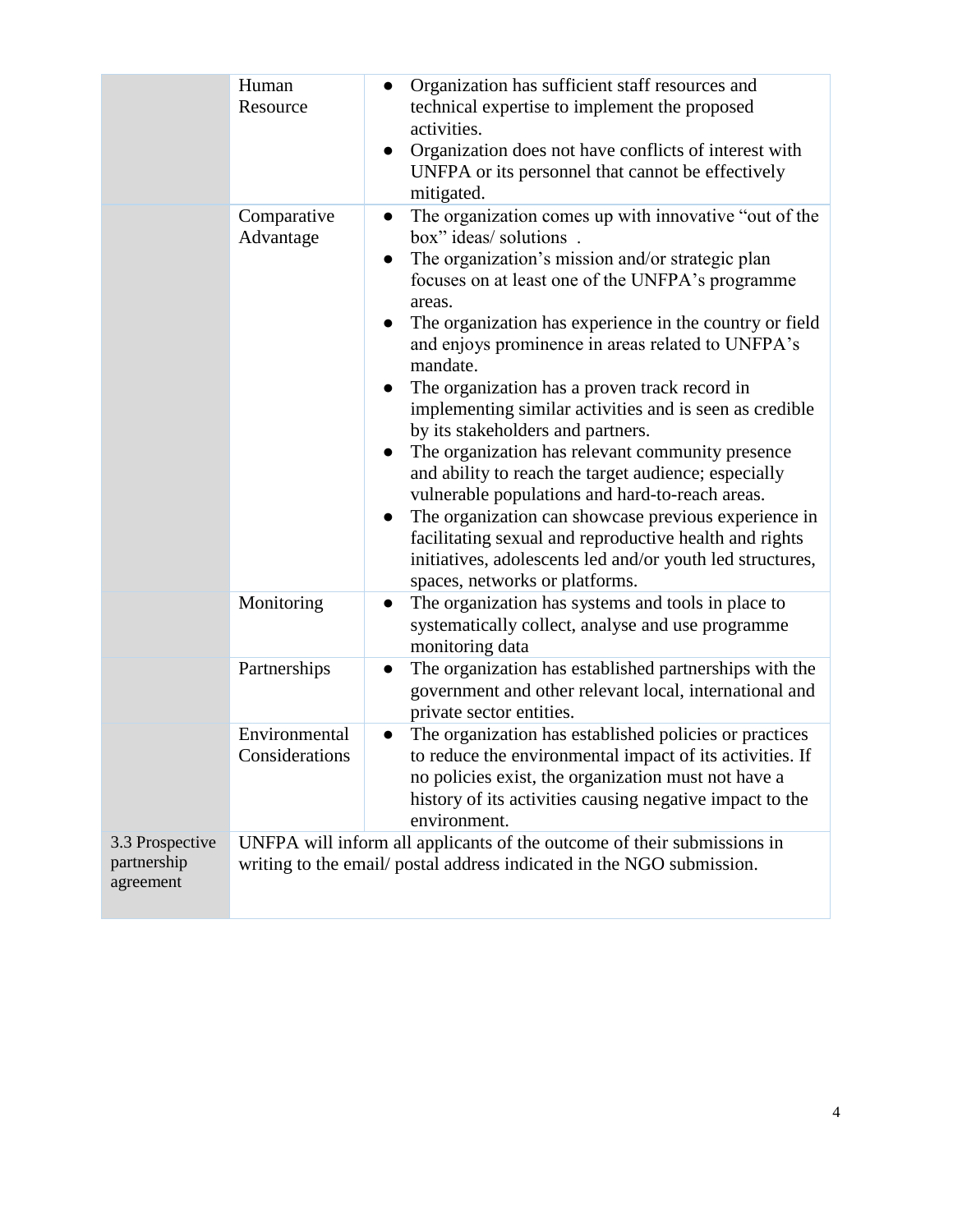| | | |
|---|---|---|
| | Human Resource | <ul><li>Organization has sufficient staff resources and technical expertise to implement the proposed activities.</li><li>Organization does not have conflicts of interest with UNFPA or its personnel that cannot be effectively mitigated.</li></ul> |
| | Comparative Advantage | <ul><li>The organization comes up with innovative "out of the box" ideas/ solutions .</li><li>The organization's mission and/or strategic plan focuses on at least one of the UNFPA's programme areas.</li><li>The organization has experience in the country or field and enjoys prominence in areas related to UNFPA's mandate.</li><li>The organization has a proven track record in implementing similar activities and is seen as credible by its stakeholders and partners.</li><li>The organization has relevant community presence and ability to reach the target audience; especially vulnerable populations and hard-to-reach areas.</li><li>The organization can showcase previous experience in facilitating sexual and reproductive health and rights initiatives, adolescents led and/or youth led structures, spaces, networks or platforms.</li></ul> |
| | Monitoring | <ul><li>The organization has systems and tools in place to systematically collect, analyse and use programme monitoring data</li></ul> |
| | Partnerships | <ul><li>The organization has established partnerships with the government and other relevant local, international and private sector entities.</li></ul> |
| | Environmental Considerations | <ul><li>The organization has established policies or practices to reduce the environmental impact of its activities. If no policies exist, the organization must not have a history of its activities causing negative impact to the environment.</li></ul> |
| 3.3 Prospective partnership agreement | UNFPA will inform all applicants of the outcome of their submissions in writing to the email/ postal address indicated in the NGO submission. | |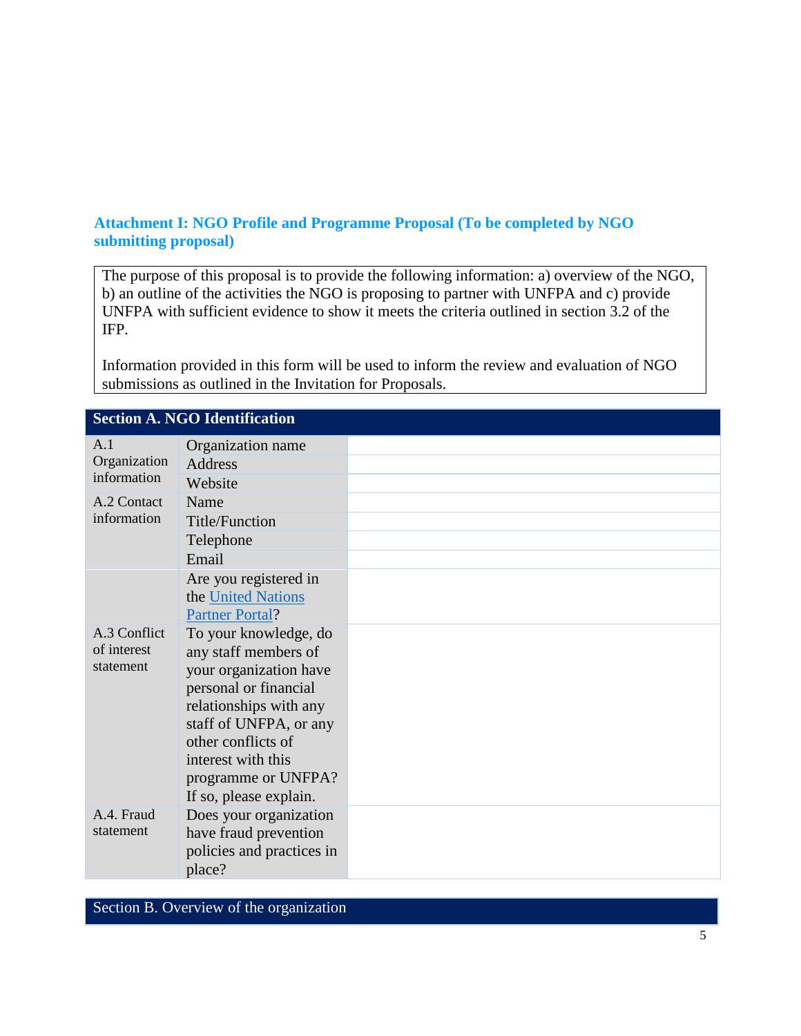### Attachment I: NGO Profile and Programme Proposal (To be completed by NGO submitting proposal)

The purpose of this proposal is to provide the following information: a) overview of the NGO, b) an outline of the activities the NGO is proposing to partner with UNFPA and c) provide UNFPA with sufficient evidence to show it meets the criteria outlined in section 3.2 of the IFP.

Information provided in this form will be used to inform the review and evaluation of NGO submissions as outlined in the Invitation for Proposals.

| **Section A. NGO Identification** | | |
|---|---|---|
| A.1 Organization information | Organization name | |
| | Address | |
| | Website | |
| A.2 Contact information | Name | |
| | Title/Function | |
| | Telephone | |
| | Email | |
| | Are you registered in the [United Nations Partner Portal]? | |
| A.3 Conflict of interest statement | To your knowledge, do any staff members of your organization have personal or financial relationships with any staff of UNFPA, or any other conflicts of interest with this programme or UNFPA? If so, please explain. | |
| A.4. Fraud statement | Does your organization have fraud prevention policies and practices in place? | |

| Section B. Overview of the organization |
|---|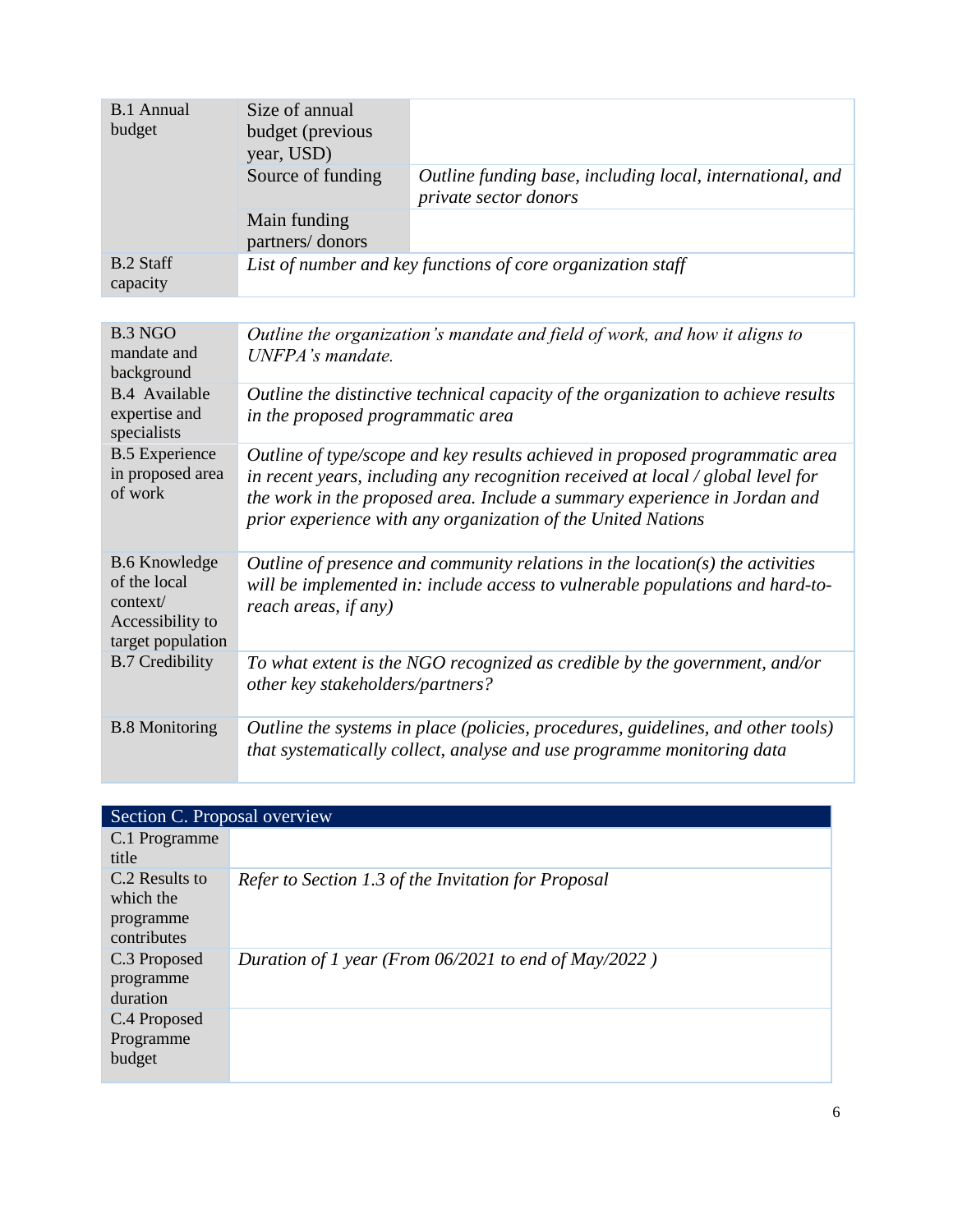| B.1 Annual budget | Size of annual budget (previous year, USD) | |
|---|---|---|
| | Source of funding | *Outline funding base, including local, international, and private sector donors* |
| | Main funding partners/ donors | |
| B.2 Staff capacity | *List of number and key functions of core organization staff* | |

| | |
|---|---|
| B.3 NGO mandate and background | *Outline the organization's mandate and field of work, and how it aligns to UNFPA's mandate.* |
| B.4 Available expertise and specialists | *Outline the distinctive technical capacity of the organization to achieve results in the proposed programmatic area* |
| B.5 Experience in proposed area of work | *Outline of type/scope and key results achieved in proposed programmatic area in recent years, including any recognition received at local / global level for the work in the proposed area. Include a summary experience in Jordan and prior experience with any organization of the United Nations* |
| B.6 Knowledge of the local context/ Accessibility to target population | *Outline of presence and community relations in the location(s) the activities will be implemented in: include access to vulnerable populations and hard-to-reach areas, if any)* |
| B.7 Credibility | *To what extent is the NGO recognized as credible by the government, and/or other key stakeholders/partners?* |
| B.8 Monitoring | *Outline the systems in place (policies, procedures, guidelines, and other tools) that systematically collect, analyse and use programme monitoring data* |

| Section C. Proposal overview | |
|---|---|
| C.1 Programme title | |
| C.2 Results to which the programme contributes | *Refer to Section 1.3 of the Invitation for Proposal* |
| C.3 Proposed programme duration | *Duration of 1 year (From 06/2021 to end of May/2022 )* |
| C.4 Proposed Programme budget | |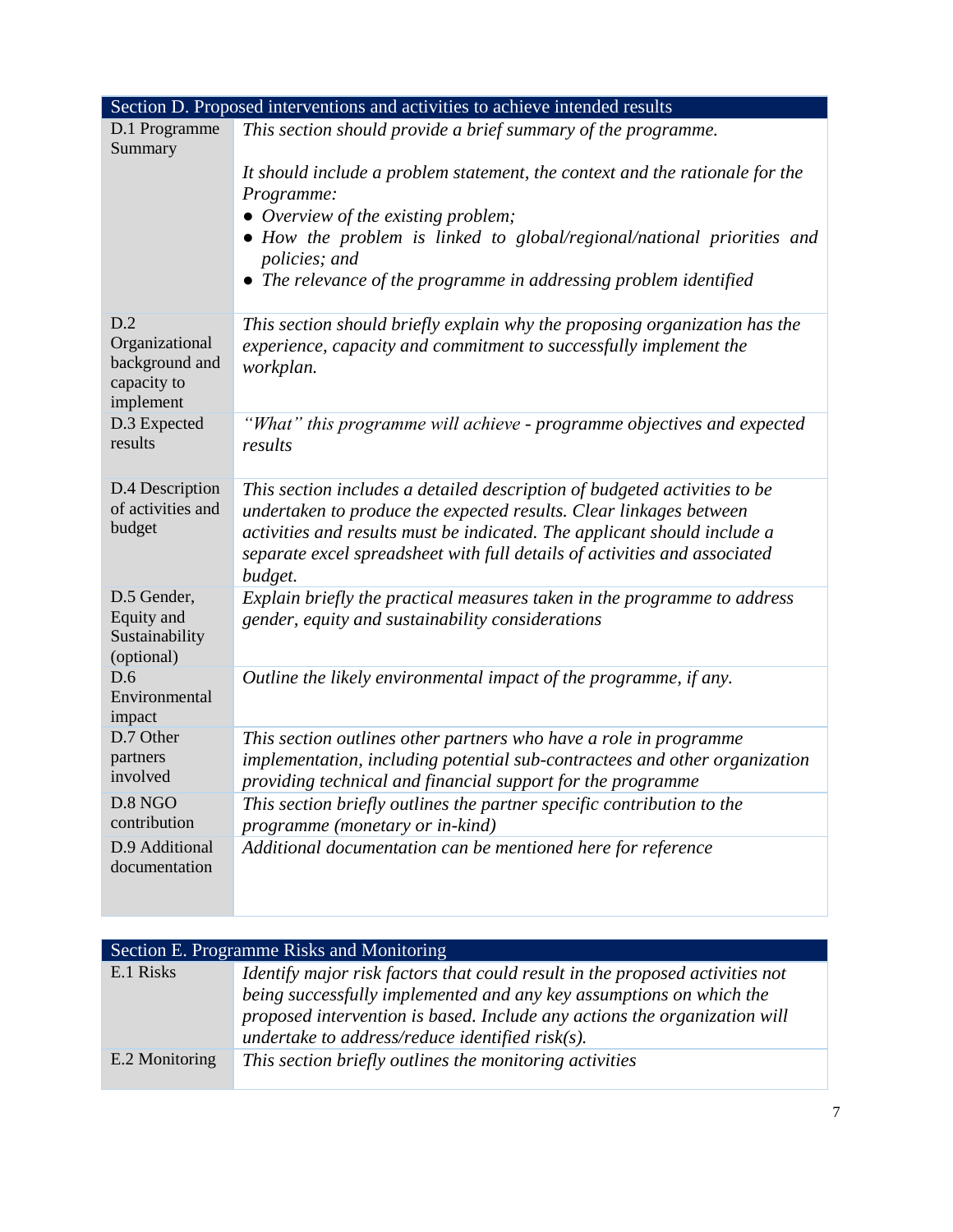| Section D. Proposed interventions and activities to achieve intended results | |
|---|---|
| D.1 Programme Summary | *This section should provide a brief summary of the programme.*<br><br>*It should include a problem statement, the context and the rationale for the Programme:*<br>● *Overview of the existing problem;*<br>● *How the problem is linked to global/regional/national priorities and policies; and*<br>● *The relevance of the programme in addressing problem identified* |
| D.2 Organizational background and capacity to implement | *This section should briefly explain why the proposing organization has the experience, capacity and commitment to successfully implement the workplan.* |
| D.3 Expected results | *"What" this programme will achieve - programme objectives and expected results* |
| D.4 Description of activities and budget | *This section includes a detailed description of budgeted activities to be undertaken to produce the expected results. Clear linkages between activities and results must be indicated. The applicant should include a separate excel spreadsheet with full details of activities and associated budget.* |
| D.5 Gender, Equity and Sustainability (optional) | *Explain briefly the practical measures taken in the programme to address gender, equity and sustainability considerations* |
| D.6 Environmental impact | *Outline the likely environmental impact of the programme, if any.* |
| D.7 Other partners involved | *This section outlines other partners who have a role in programme implementation, including potential sub-contractees and other organization providing technical and financial support for the programme* |
| D.8 NGO contribution | *This section briefly outlines the partner specific contribution to the programme (monetary or in-kind)* |
| D.9 Additional documentation | *Additional documentation can be mentioned here for reference* |

| Section E. Programme Risks and Monitoring | |
|---|---|
| E.1 Risks | *Identify major risk factors that could result in the proposed activities not being successfully implemented and any key assumptions on which the proposed intervention is based. Include any actions the organization will undertake to address/reduce identified risk(s).* |
| E.2 Monitoring | *This section briefly outlines the monitoring activities* |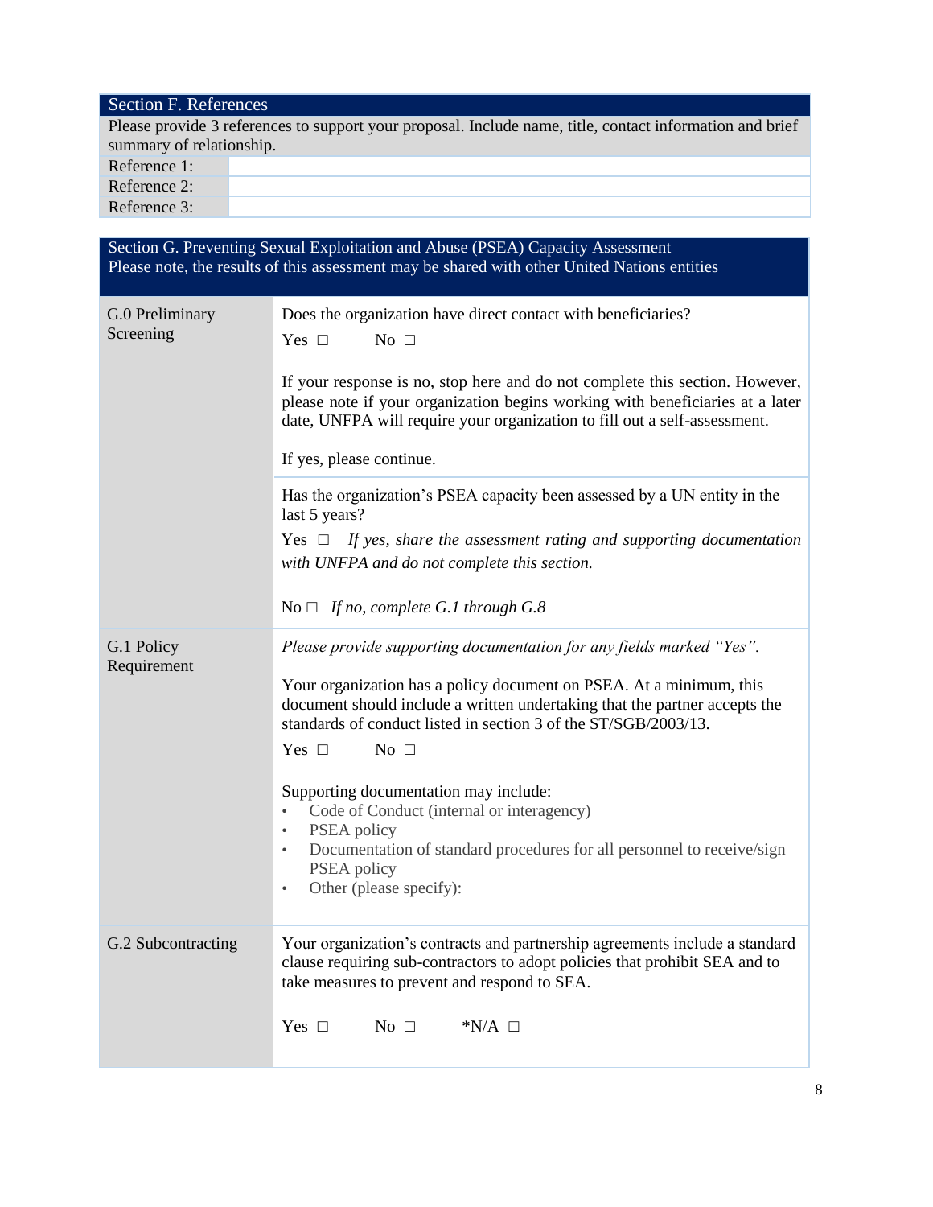| Section F. References | |
|---|---|
| Please provide 3 references to support your proposal. Include name, title, contact information and brief summary of relationship. | |
| Reference 1: | |
| Reference 2: | |
| Reference 3: | |

| Section G. Preventing Sexual Exploitation and Abuse (PSEA) Capacity Assessment<br>Please note, the results of this assessment may be shared with other United Nations entities | |
|---|---|
| G.0 Preliminary Screening | Does the organization have direct contact with beneficiaries?<br><br>Yes ☐ No ☐<br><br>If your response is no, stop here and do not complete this section. However, please note if your organization begins working with beneficiaries at a later date, UNFPA will require your organization to fill out a self-assessment.<br><br>If yes, please continue. |
| | Has the organization's PSEA capacity been assessed by a UN entity in the last 5 years?<br><br>Yes ☐ *If yes, share the assessment rating and supporting documentation with UNFPA and do not complete this section.*<br><br>No ☐ *If no, complete G.1 through G.8* |
| G.1 Policy Requirement | *Please provide supporting documentation for any fields marked "Yes".*<br><br>Your organization has a policy document on PSEA. At a minimum, this document should include a written undertaking that the partner accepts the standards of conduct listed in section 3 of the ST/SGB/2003/13.<br><br>Yes ☐ No ☐<br><br>Supporting documentation may include:<br>• Code of Conduct (internal or interagency)<br>• PSEA policy<br>• Documentation of standard procedures for all personnel to receive/sign PSEA policy<br>• Other (please specify): |
| G.2 Subcontracting | Your organization's contracts and partnership agreements include a standard clause requiring sub-contractors to adopt policies that prohibit SEA and to take measures to prevent and respond to SEA.<br><br>Yes ☐ No ☐ *N/A ☐ |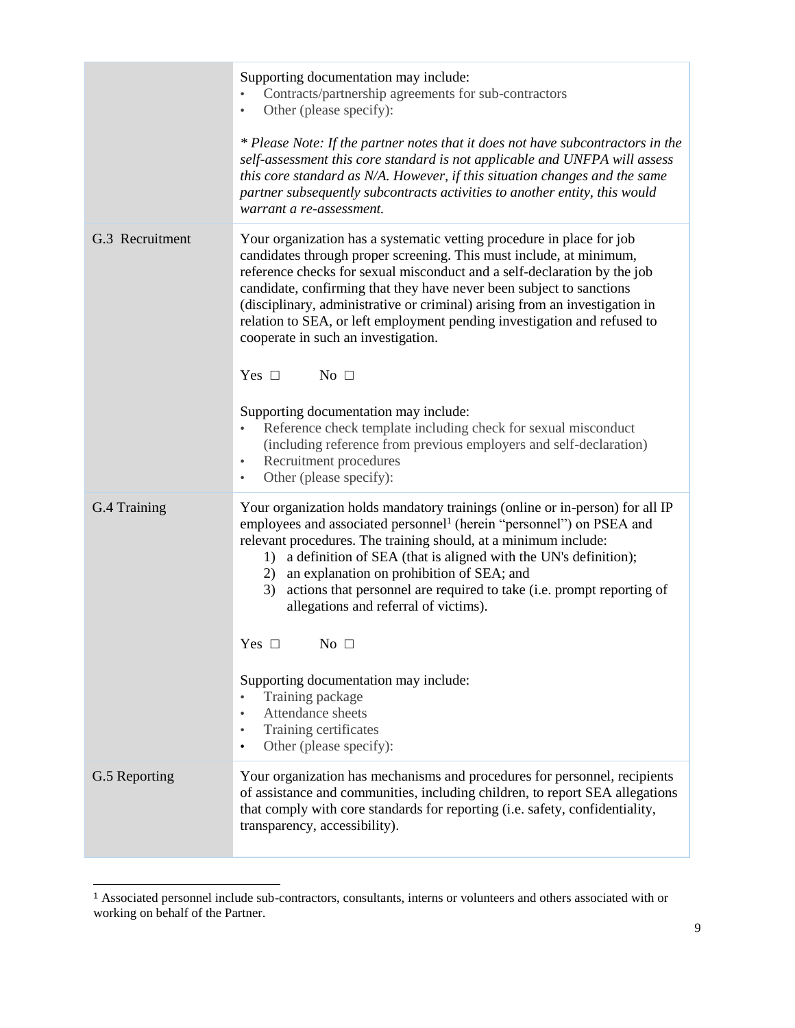| | |
|---|---|
| | Supporting documentation may include:<br>• Contracts/partnership agreements for sub-contractors<br>• Other (please specify):<br><br>*\* Please Note: If the partner notes that it does not have subcontractors in the self-assessment this core standard is not applicable and UNFPA will assess this core standard as N/A. However, if this situation changes and the same partner subsequently subcontracts activities to another entity, this would warrant a re-assessment.* |
| G.3 Recruitment | Your organization has a systematic vetting procedure in place for job candidates through proper screening. This must include, at minimum, reference checks for sexual misconduct and a self-declaration by the job candidate, confirming that they have never been subject to sanctions (disciplinary, administrative or criminal) arising from an investigation in relation to SEA, or left employment pending investigation and refused to cooperate in such an investigation.<br><br>Yes ☐ No ☐<br><br>Supporting documentation may include:<br>• Reference check template including check for sexual misconduct (including reference from previous employers and self-declaration)<br>• Recruitment procedures<br>• Other (please specify): |
| G.4 Training | Your organization holds mandatory trainings (online or in-person) for all IP employees and associated personnel[1] (herein "personnel") on PSEA and relevant procedures. The training should, at a minimum include:<br>1) a definition of SEA (that is aligned with the UN's definition);<br>2) an explanation on prohibition of SEA; and<br>3) actions that personnel are required to take (i.e. prompt reporting of allegations and referral of victims).<br><br>Yes ☐ No ☐<br><br>Supporting documentation may include:<br>• Training package<br>• Attendance sheets<br>• Training certificates<br>• Other (please specify): |
| G.5 Reporting | Your organization has mechanisms and procedures for personnel, recipients of assistance and communities, including children, to report SEA allegations that comply with core standards for reporting (i.e. safety, confidentiality, transparency, accessibility). |

[1] Associated personnel include sub-contractors, consultants, interns or volunteers and others associated with or working on behalf of the Partner.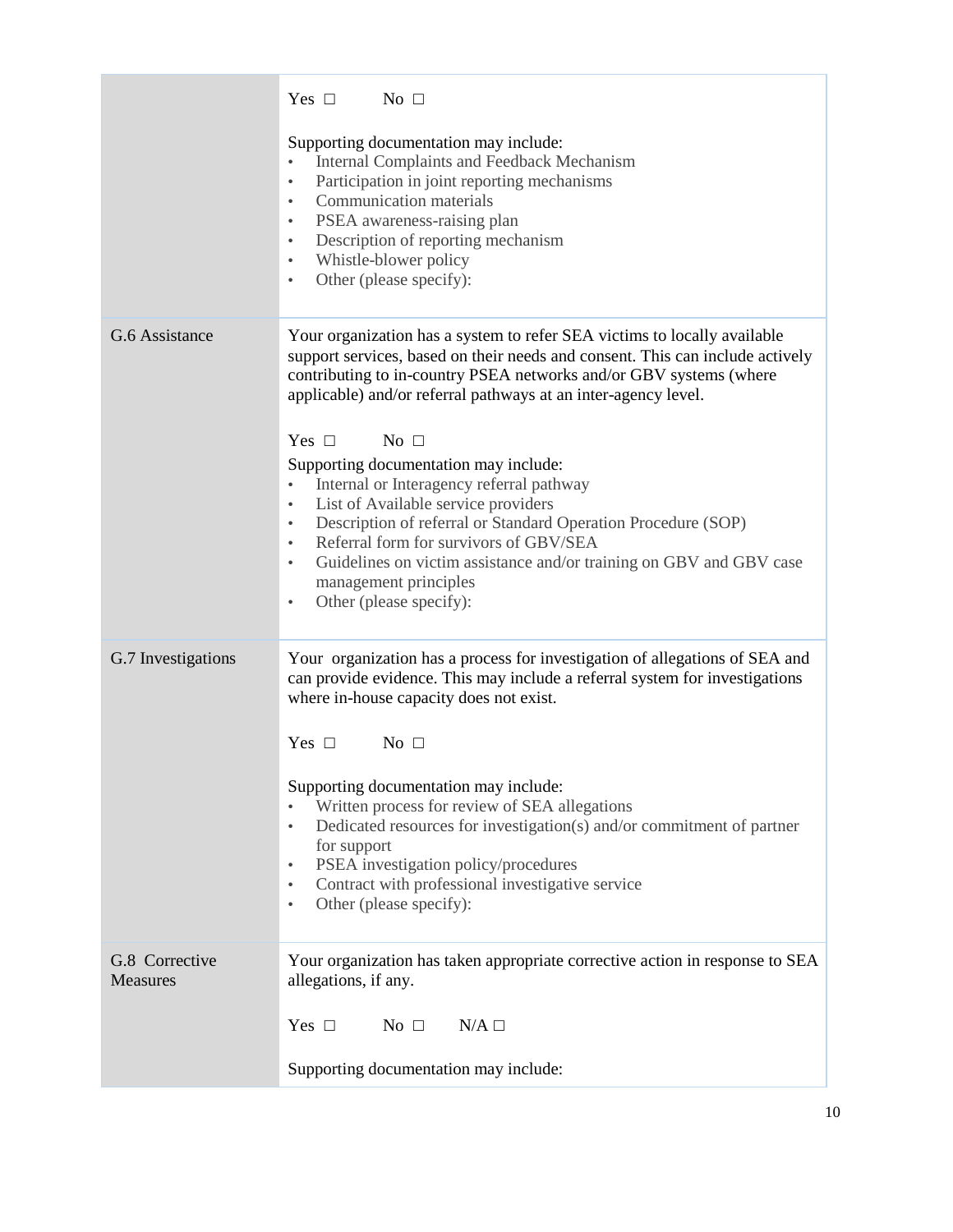| | |
|---|---|
| | Yes ☐ No ☐<br><br>Supporting documentation may include:<br>• Internal Complaints and Feedback Mechanism<br>• Participation in joint reporting mechanisms<br>• Communication materials<br>• PSEA awareness-raising plan<br>• Description of reporting mechanism<br>• Whistle-blower policy<br>• Other (please specify): |
| G.6 Assistance | Your organization has a system to refer SEA victims to locally available support services, based on their needs and consent. This can include actively contributing to in-country PSEA networks and/or GBV systems (where applicable) and/or referral pathways at an inter-agency level.<br><br>Yes ☐ No ☐<br><br>Supporting documentation may include:<br>• Internal or Interagency referral pathway<br>• List of Available service providers<br>• Description of referral or Standard Operation Procedure (SOP)<br>• Referral form for survivors of GBV/SEA<br>• Guidelines on victim assistance and/or training on GBV and GBV case management principles<br>• Other (please specify): |
| G.7 Investigations | Your organization has a process for investigation of allegations of SEA and can provide evidence. This may include a referral system for investigations where in-house capacity does not exist.<br><br>Yes ☐ No ☐<br><br>Supporting documentation may include:<br>• Written process for review of SEA allegations<br>• Dedicated resources for investigation(s) and/or commitment of partner for support<br>• PSEA investigation policy/procedures<br>• Contract with professional investigative service<br>• Other (please specify): |
| G.8 Corrective Measures | Your organization has taken appropriate corrective action in response to SEA allegations, if any.<br><br>Yes ☐ No ☐ N/A ☐<br><br>Supporting documentation may include: |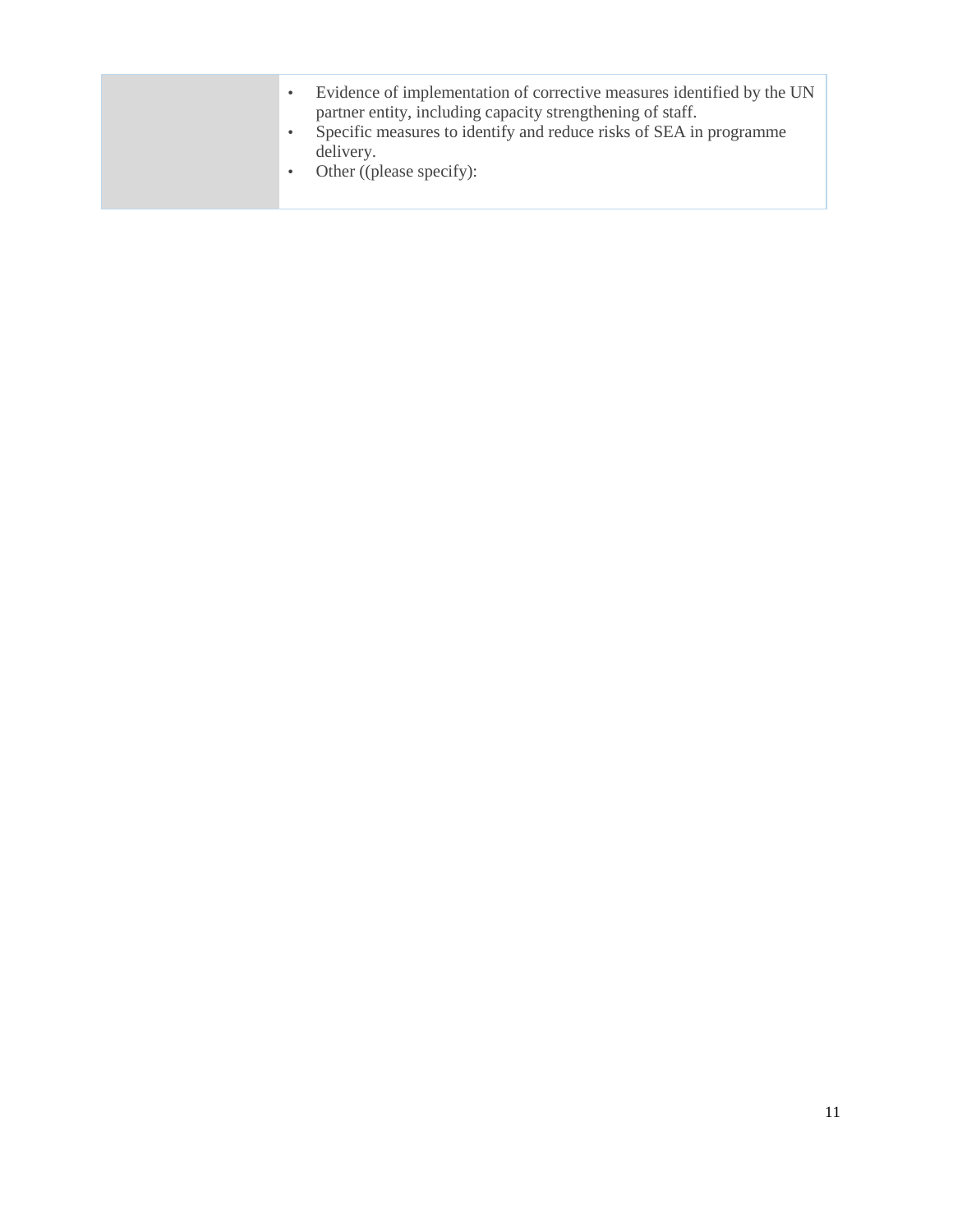| | |
|---|---|
| | • Evidence of implementation of corrective measures identified by the UN partner entity, including capacity strengthening of staff.<br>• Specific measures to identify and reduce risks of SEA in programme delivery.<br>• Other ((please specify): |